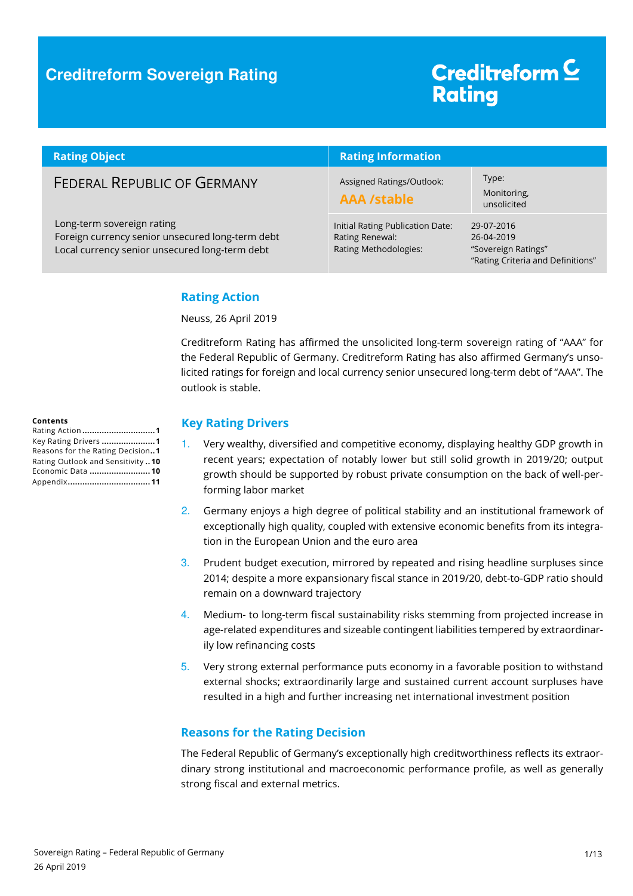# Creditreform Sovereign Rating

Creditreform Rating

| Rating Object | Rating Information | |
|---|---|---|
| FEDERAL REPUBLIC OF GERMANY | Assigned Ratings/Outlook: **AAA /stable** | Type: Monitoring, unsolicited |
| Long-term sovereign rating<br>Foreign currency senior unsecured long-term debt<br>Local currency senior unsecured long-term debt | Initial Rating Publication Date:<br>Rating Renewal:<br>Rating Methodologies: | 29-07-2016<br>26-04-2019<br>"Sovereign Ratings"<br>"Rating Criteria and Definitions" |

**Contents**

- Rating Action ............................. 1
- Key Rating Drivers ...................... 1
- Reasons for the Rating Decision .. 1
- Rating Outlook and Sensitivity .. 10
- Economic Data ......................... 10
- Appendix ................................. 11

## Rating Action

Neuss, 26 April 2019

Creditreform Rating has affirmed the unsolicited long-term sovereign rating of "AAA" for the Federal Republic of Germany. Creditreform Rating has also affirmed Germany's unsolicited ratings for foreign and local currency senior unsecured long-term debt of "AAA". The outlook is stable.

## Key Rating Drivers

1. Very wealthy, diversified and competitive economy, displaying healthy GDP growth in recent years; expectation of notably lower but still solid growth in 2019/20; output growth should be supported by robust private consumption on the back of well-performing labor market
2. Germany enjoys a high degree of political stability and an institutional framework of exceptionally high quality, coupled with extensive economic benefits from its integration in the European Union and the euro area
3. Prudent budget execution, mirrored by repeated and rising headline surpluses since 2014; despite a more expansionary fiscal stance in 2019/20, debt-to-GDP ratio should remain on a downward trajectory
4. Medium- to long-term fiscal sustainability risks stemming from projected increase in age-related expenditures and sizeable contingent liabilities tempered by extraordinarily low refinancing costs
5. Very strong external performance puts economy in a favorable position to withstand external shocks; extraordinarily large and sustained current account surpluses have resulted in a high and further increasing net international investment position

## Reasons for the Rating Decision

The Federal Republic of Germany's exceptionally high creditworthiness reflects its extraordinary strong institutional and macroeconomic performance profile, as well as generally strong fiscal and external metrics.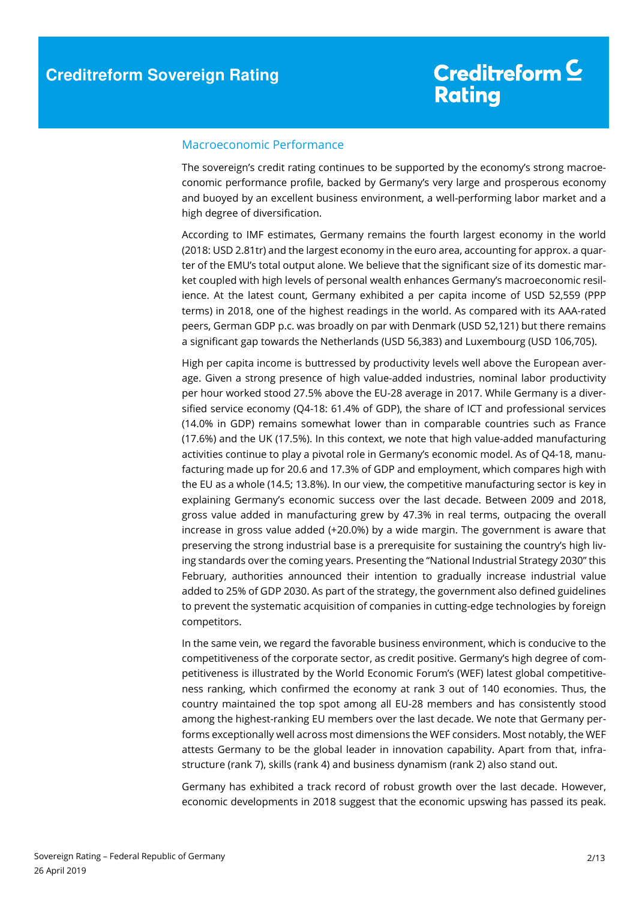## Macroeconomic Performance

The sovereign's credit rating continues to be supported by the economy's strong macroeconomic performance profile, backed by Germany's very large and prosperous economy and buoyed by an excellent business environment, a well-performing labor market and a high degree of diversification.

According to IMF estimates, Germany remains the fourth largest economy in the world (2018: USD 2.81tr) and the largest economy in the euro area, accounting for approx. a quarter of the EMU's total output alone. We believe that the significant size of its domestic market coupled with high levels of personal wealth enhances Germany's macroeconomic resilience. At the latest count, Germany exhibited a per capita income of USD 52,559 (PPP terms) in 2018, one of the highest readings in the world. As compared with its AAA-rated peers, German GDP p.c. was broadly on par with Denmark (USD 52,121) but there remains a significant gap towards the Netherlands (USD 56,383) and Luxembourg (USD 106,705).

High per capita income is buttressed by productivity levels well above the European average. Given a strong presence of high value-added industries, nominal labor productivity per hour worked stood 27.5% above the EU-28 average in 2017. While Germany is a diversified service economy (Q4-18: 61.4% of GDP), the share of ICT and professional services (14.0% in GDP) remains somewhat lower than in comparable countries such as France (17.6%) and the UK (17.5%). In this context, we note that high value-added manufacturing activities continue to play a pivotal role in Germany's economic model. As of Q4-18, manufacturing made up for 20.6 and 17.3% of GDP and employment, which compares high with the EU as a whole (14.5; 13.8%). In our view, the competitive manufacturing sector is key in explaining Germany's economic success over the last decade. Between 2009 and 2018, gross value added in manufacturing grew by 47.3% in real terms, outpacing the overall increase in gross value added (+20.0%) by a wide margin. The government is aware that preserving the strong industrial base is a prerequisite for sustaining the country's high living standards over the coming years. Presenting the "National Industrial Strategy 2030" this February, authorities announced their intention to gradually increase industrial value added to 25% of GDP 2030. As part of the strategy, the government also defined guidelines to prevent the systematic acquisition of companies in cutting-edge technologies by foreign competitors.

In the same vein, we regard the favorable business environment, which is conducive to the competitiveness of the corporate sector, as credit positive. Germany's high degree of competitiveness is illustrated by the World Economic Forum's (WEF) latest global competitiveness ranking, which confirmed the economy at rank 3 out of 140 economies. Thus, the country maintained the top spot among all EU-28 members and has consistently stood among the highest-ranking EU members over the last decade. We note that Germany performs exceptionally well across most dimensions the WEF considers. Most notably, the WEF attests Germany to be the global leader in innovation capability. Apart from that, infrastructure (rank 7), skills (rank 4) and business dynamism (rank 2) also stand out.

Germany has exhibited a track record of robust growth over the last decade. However, economic developments in 2018 suggest that the economic upswing has passed its peak.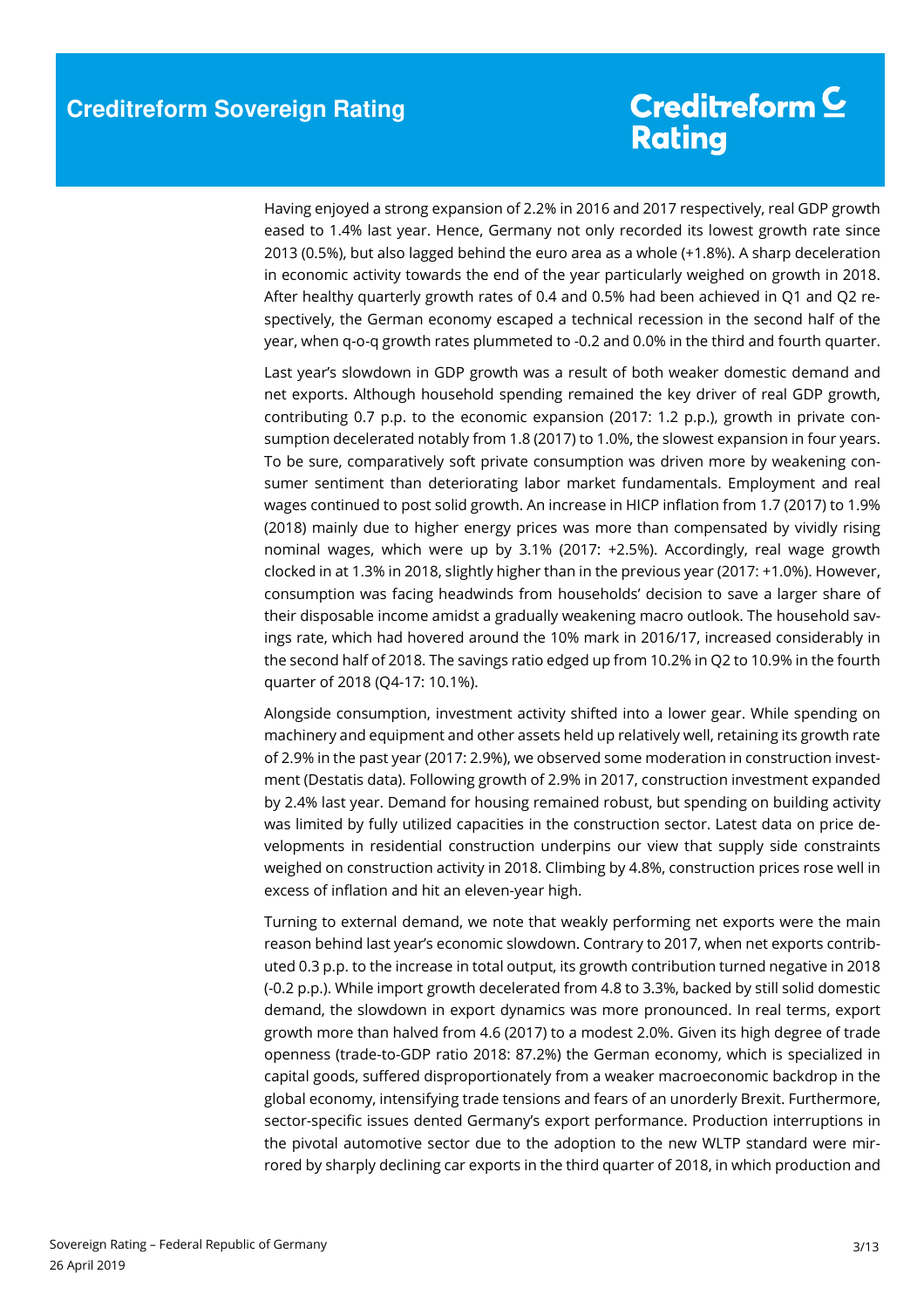Having enjoyed a strong expansion of 2.2% in 2016 and 2017 respectively, real GDP growth eased to 1.4% last year. Hence, Germany not only recorded its lowest growth rate since 2013 (0.5%), but also lagged behind the euro area as a whole (+1.8%). A sharp deceleration in economic activity towards the end of the year particularly weighed on growth in 2018. After healthy quarterly growth rates of 0.4 and 0.5% had been achieved in Q1 and Q2 respectively, the German economy escaped a technical recession in the second half of the year, when q-o-q growth rates plummeted to -0.2 and 0.0% in the third and fourth quarter.

Last year's slowdown in GDP growth was a result of both weaker domestic demand and net exports. Although household spending remained the key driver of real GDP growth, contributing 0.7 p.p. to the economic expansion (2017: 1.2 p.p.), growth in private consumption decelerated notably from 1.8 (2017) to 1.0%, the slowest expansion in four years. To be sure, comparatively soft private consumption was driven more by weakening consumer sentiment than deteriorating labor market fundamentals. Employment and real wages continued to post solid growth. An increase in HICP inflation from 1.7 (2017) to 1.9% (2018) mainly due to higher energy prices was more than compensated by vividly rising nominal wages, which were up by 3.1% (2017: +2.5%). Accordingly, real wage growth clocked in at 1.3% in 2018, slightly higher than in the previous year (2017: +1.0%). However, consumption was facing headwinds from households' decision to save a larger share of their disposable income amidst a gradually weakening macro outlook. The household savings rate, which had hovered around the 10% mark in 2016/17, increased considerably in the second half of 2018. The savings ratio edged up from 10.2% in Q2 to 10.9% in the fourth quarter of 2018 (Q4-17: 10.1%).

Alongside consumption, investment activity shifted into a lower gear. While spending on machinery and equipment and other assets held up relatively well, retaining its growth rate of 2.9% in the past year (2017: 2.9%), we observed some moderation in construction investment (Destatis data). Following growth of 2.9% in 2017, construction investment expanded by 2.4% last year. Demand for housing remained robust, but spending on building activity was limited by fully utilized capacities in the construction sector. Latest data on price developments in residential construction underpins our view that supply side constraints weighed on construction activity in 2018. Climbing by 4.8%, construction prices rose well in excess of inflation and hit an eleven-year high.

Turning to external demand, we note that weakly performing net exports were the main reason behind last year's economic slowdown. Contrary to 2017, when net exports contributed 0.3 p.p. to the increase in total output, its growth contribution turned negative in 2018 (-0.2 p.p.). While import growth decelerated from 4.8 to 3.3%, backed by still solid domestic demand, the slowdown in export dynamics was more pronounced. In real terms, export growth more than halved from 4.6 (2017) to a modest 2.0%. Given its high degree of trade openness (trade-to-GDP ratio 2018: 87.2%) the German economy, which is specialized in capital goods, suffered disproportionately from a weaker macroeconomic backdrop in the global economy, intensifying trade tensions and fears of an unorderly Brexit. Furthermore, sector-specific issues dented Germany's export performance. Production interruptions in the pivotal automotive sector due to the adoption to the new WLTP standard were mirrored by sharply declining car exports in the third quarter of 2018, in which production and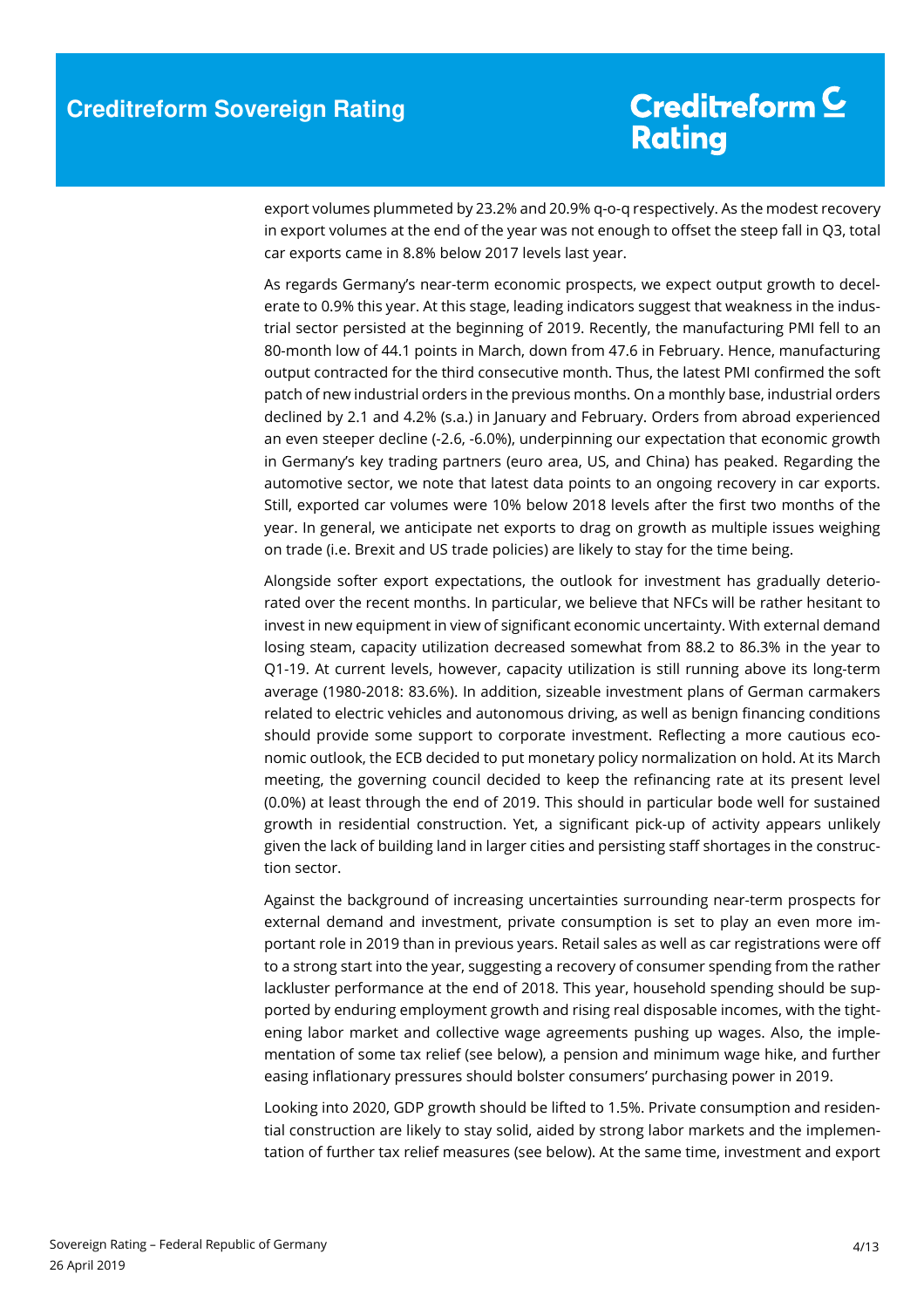export volumes plummeted by 23.2% and 20.9% q-o-q respectively. As the modest recovery in export volumes at the end of the year was not enough to offset the steep fall in Q3, total car exports came in 8.8% below 2017 levels last year.

As regards Germany's near-term economic prospects, we expect output growth to decelerate to 0.9% this year. At this stage, leading indicators suggest that weakness in the industrial sector persisted at the beginning of 2019. Recently, the manufacturing PMI fell to an 80-month low of 44.1 points in March, down from 47.6 in February. Hence, manufacturing output contracted for the third consecutive month. Thus, the latest PMI confirmed the soft patch of new industrial orders in the previous months. On a monthly base, industrial orders declined by 2.1 and 4.2% (s.a.) in January and February. Orders from abroad experienced an even steeper decline (-2.6, -6.0%), underpinning our expectation that economic growth in Germany's key trading partners (euro area, US, and China) has peaked. Regarding the automotive sector, we note that latest data points to an ongoing recovery in car exports. Still, exported car volumes were 10% below 2018 levels after the first two months of the year. In general, we anticipate net exports to drag on growth as multiple issues weighing on trade (i.e. Brexit and US trade policies) are likely to stay for the time being.

Alongside softer export expectations, the outlook for investment has gradually deteriorated over the recent months. In particular, we believe that NFCs will be rather hesitant to invest in new equipment in view of significant economic uncertainty. With external demand losing steam, capacity utilization decreased somewhat from 88.2 to 86.3% in the year to Q1-19. At current levels, however, capacity utilization is still running above its long-term average (1980-2018: 83.6%). In addition, sizeable investment plans of German carmakers related to electric vehicles and autonomous driving, as well as benign financing conditions should provide some support to corporate investment. Reflecting a more cautious economic outlook, the ECB decided to put monetary policy normalization on hold. At its March meeting, the governing council decided to keep the refinancing rate at its present level (0.0%) at least through the end of 2019. This should in particular bode well for sustained growth in residential construction. Yet, a significant pick-up of activity appears unlikely given the lack of building land in larger cities and persisting staff shortages in the construction sector.

Against the background of increasing uncertainties surrounding near-term prospects for external demand and investment, private consumption is set to play an even more important role in 2019 than in previous years. Retail sales as well as car registrations were off to a strong start into the year, suggesting a recovery of consumer spending from the rather lackluster performance at the end of 2018. This year, household spending should be supported by enduring employment growth and rising real disposable incomes, with the tightening labor market and collective wage agreements pushing up wages. Also, the implementation of some tax relief (see below), a pension and minimum wage hike, and further easing inflationary pressures should bolster consumers' purchasing power in 2019.

Looking into 2020, GDP growth should be lifted to 1.5%. Private consumption and residential construction are likely to stay solid, aided by strong labor markets and the implementation of further tax relief measures (see below). At the same time, investment and export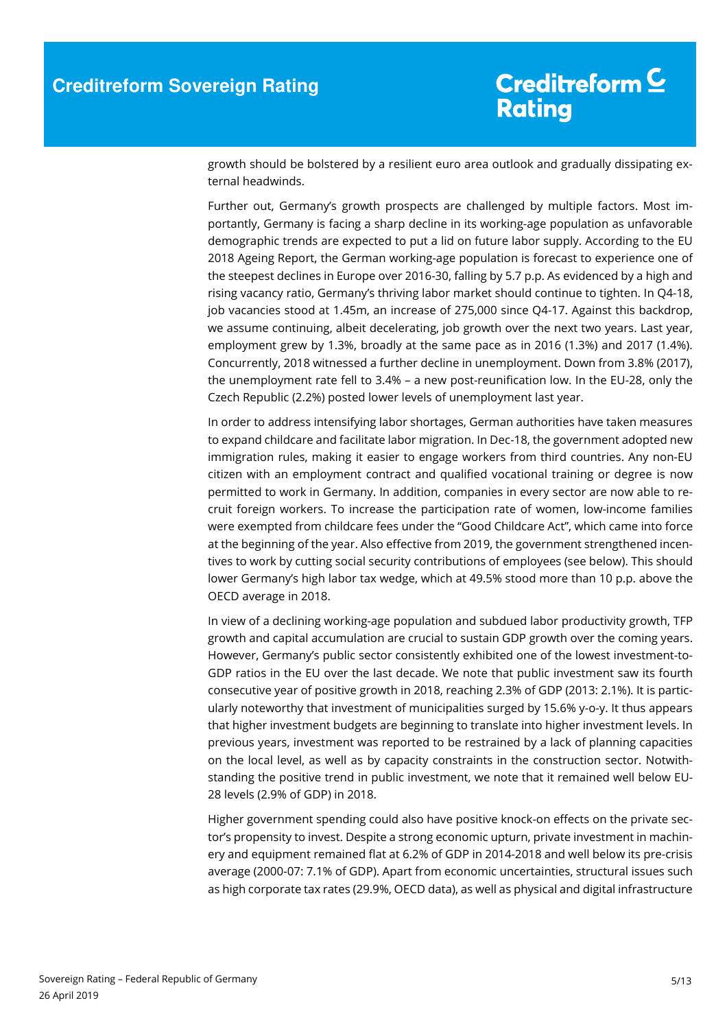growth should be bolstered by a resilient euro area outlook and gradually dissipating external headwinds.

Further out, Germany's growth prospects are challenged by multiple factors. Most importantly, Germany is facing a sharp decline in its working-age population as unfavorable demographic trends are expected to put a lid on future labor supply. According to the EU 2018 Ageing Report, the German working-age population is forecast to experience one of the steepest declines in Europe over 2016-30, falling by 5.7 p.p. As evidenced by a high and rising vacancy ratio, Germany's thriving labor market should continue to tighten. In Q4-18, job vacancies stood at 1.45m, an increase of 275,000 since Q4-17. Against this backdrop, we assume continuing, albeit decelerating, job growth over the next two years. Last year, employment grew by 1.3%, broadly at the same pace as in 2016 (1.3%) and 2017 (1.4%). Concurrently, 2018 witnessed a further decline in unemployment. Down from 3.8% (2017), the unemployment rate fell to 3.4% – a new post-reunification low. In the EU-28, only the Czech Republic (2.2%) posted lower levels of unemployment last year.

In order to address intensifying labor shortages, German authorities have taken measures to expand childcare and facilitate labor migration. In Dec-18, the government adopted new immigration rules, making it easier to engage workers from third countries. Any non-EU citizen with an employment contract and qualified vocational training or degree is now permitted to work in Germany. In addition, companies in every sector are now able to recruit foreign workers. To increase the participation rate of women, low-income families were exempted from childcare fees under the "Good Childcare Act", which came into force at the beginning of the year. Also effective from 2019, the government strengthened incentives to work by cutting social security contributions of employees (see below). This should lower Germany's high labor tax wedge, which at 49.5% stood more than 10 p.p. above the OECD average in 2018.

In view of a declining working-age population and subdued labor productivity growth, TFP growth and capital accumulation are crucial to sustain GDP growth over the coming years. However, Germany's public sector consistently exhibited one of the lowest investment-to-GDP ratios in the EU over the last decade. We note that public investment saw its fourth consecutive year of positive growth in 2018, reaching 2.3% of GDP (2013: 2.1%). It is particularly noteworthy that investment of municipalities surged by 15.6% y-o-y. It thus appears that higher investment budgets are beginning to translate into higher investment levels. In previous years, investment was reported to be restrained by a lack of planning capacities on the local level, as well as by capacity constraints in the construction sector. Notwithstanding the positive trend in public investment, we note that it remained well below EU-28 levels (2.9% of GDP) in 2018.

Higher government spending could also have positive knock-on effects on the private sector's propensity to invest. Despite a strong economic upturn, private investment in machinery and equipment remained flat at 6.2% of GDP in 2014-2018 and well below its pre-crisis average (2000-07: 7.1% of GDP). Apart from economic uncertainties, structural issues such as high corporate tax rates (29.9%, OECD data), as well as physical and digital infrastructure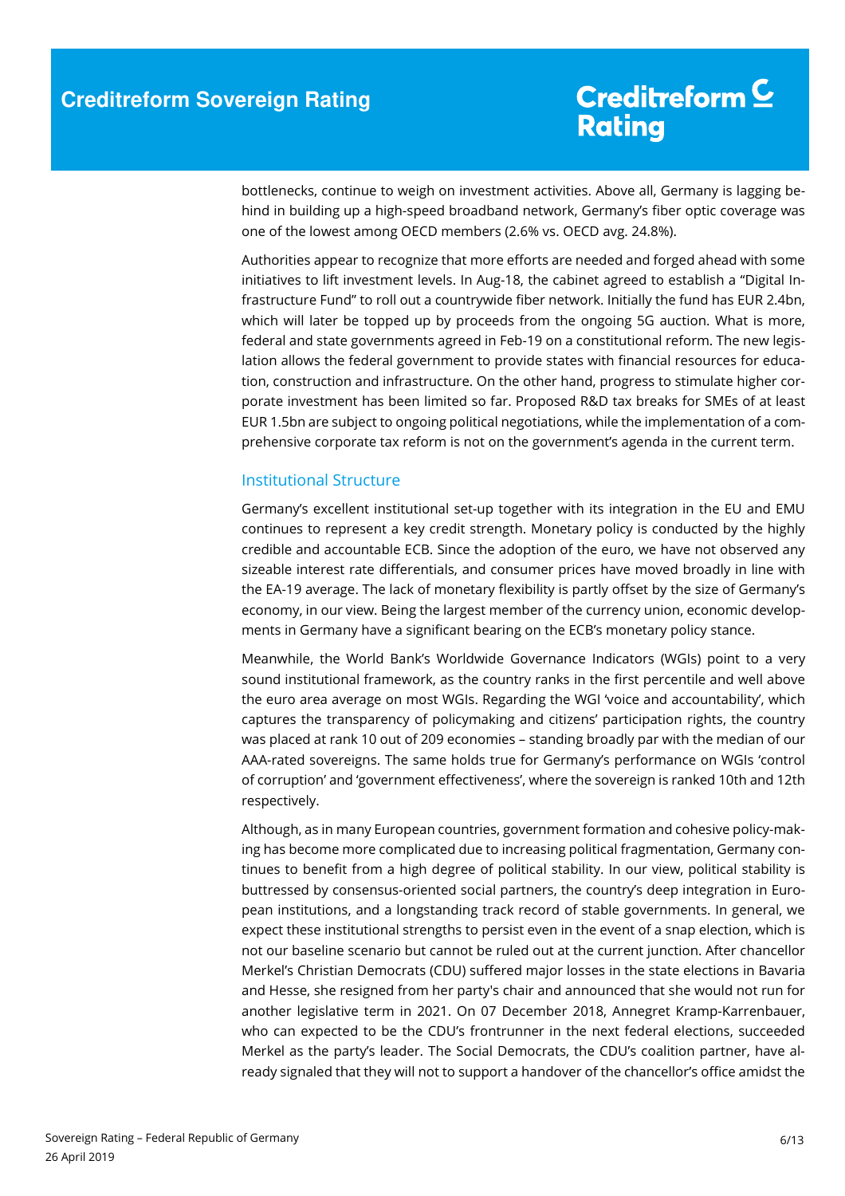bottlenecks, continue to weigh on investment activities. Above all, Germany is lagging behind in building up a high-speed broadband network, Germany's fiber optic coverage was one of the lowest among OECD members (2.6% vs. OECD avg. 24.8%).

Authorities appear to recognize that more efforts are needed and forged ahead with some initiatives to lift investment levels. In Aug-18, the cabinet agreed to establish a "Digital Infrastructure Fund" to roll out a countrywide fiber network. Initially the fund has EUR 2.4bn, which will later be topped up by proceeds from the ongoing 5G auction. What is more, federal and state governments agreed in Feb-19 on a constitutional reform. The new legislation allows the federal government to provide states with financial resources for education, construction and infrastructure. On the other hand, progress to stimulate higher corporate investment has been limited so far. Proposed R&D tax breaks for SMEs of at least EUR 1.5bn are subject to ongoing political negotiations, while the implementation of a comprehensive corporate tax reform is not on the government's agenda in the current term.

## Institutional Structure

Germany's excellent institutional set-up together with its integration in the EU and EMU continues to represent a key credit strength. Monetary policy is conducted by the highly credible and accountable ECB. Since the adoption of the euro, we have not observed any sizeable interest rate differentials, and consumer prices have moved broadly in line with the EA-19 average. The lack of monetary flexibility is partly offset by the size of Germany's economy, in our view. Being the largest member of the currency union, economic developments in Germany have a significant bearing on the ECB's monetary policy stance.

Meanwhile, the World Bank's Worldwide Governance Indicators (WGIs) point to a very sound institutional framework, as the country ranks in the first percentile and well above the euro area average on most WGIs. Regarding the WGI 'voice and accountability', which captures the transparency of policymaking and citizens' participation rights, the country was placed at rank 10 out of 209 economies – standing broadly par with the median of our AAA-rated sovereigns. The same holds true for Germany's performance on WGIs 'control of corruption' and 'government effectiveness', where the sovereign is ranked 10th and 12th respectively.

Although, as in many European countries, government formation and cohesive policy-making has become more complicated due to increasing political fragmentation, Germany continues to benefit from a high degree of political stability. In our view, political stability is buttressed by consensus-oriented social partners, the country's deep integration in European institutions, and a longstanding track record of stable governments. In general, we expect these institutional strengths to persist even in the event of a snap election, which is not our baseline scenario but cannot be ruled out at the current junction. After chancellor Merkel's Christian Democrats (CDU) suffered major losses in the state elections in Bavaria and Hesse, she resigned from her party's chair and announced that she would not run for another legislative term in 2021. On 07 December 2018, Annegret Kramp-Karrenbauer, who can expected to be the CDU's frontrunner in the next federal elections, succeeded Merkel as the party's leader. The Social Democrats, the CDU's coalition partner, have already signaled that they will not to support a handover of the chancellor's office amidst the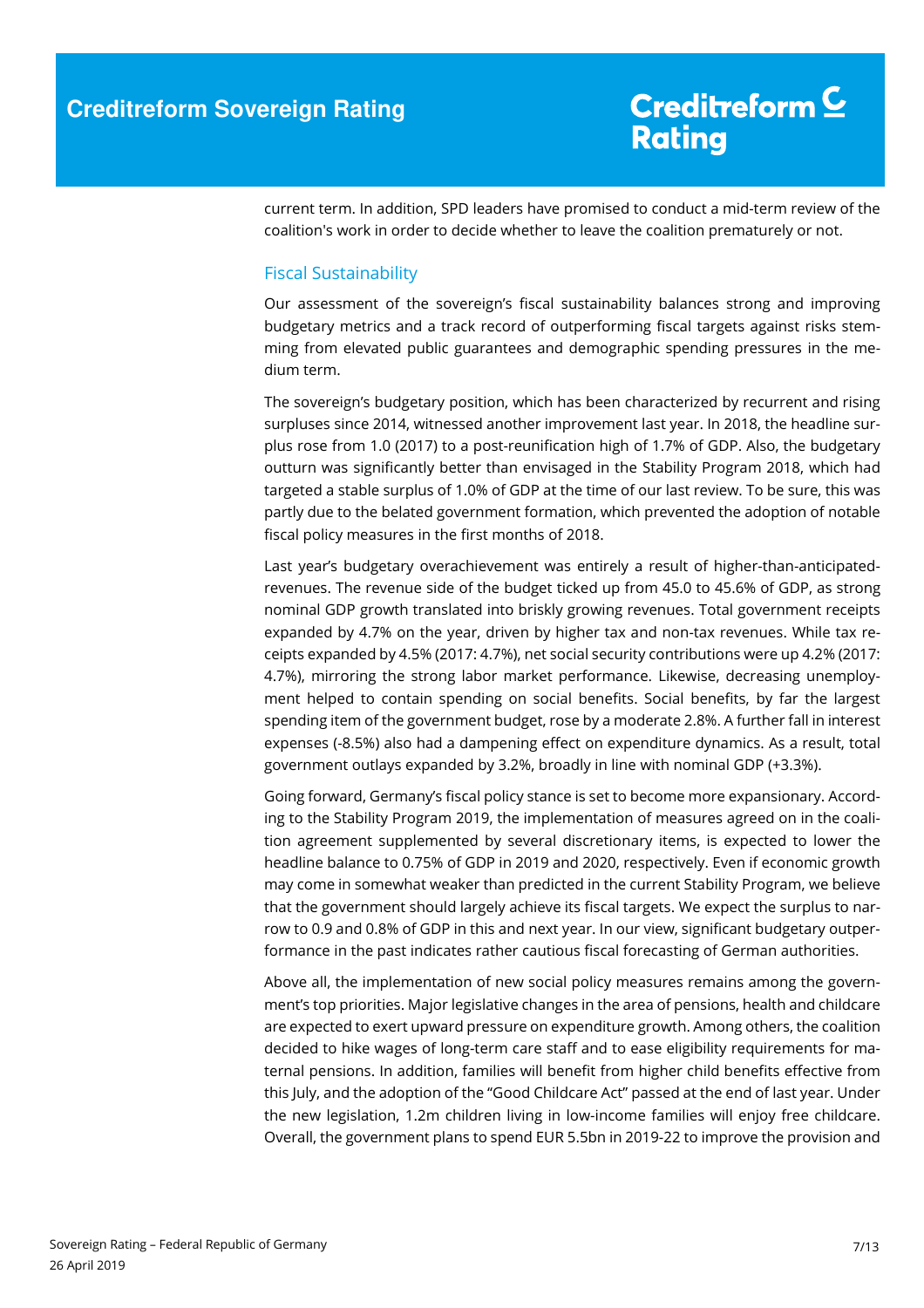current term. In addition, SPD leaders have promised to conduct a mid-term review of the coalition's work in order to decide whether to leave the coalition prematurely or not.

## Fiscal Sustainability

Our assessment of the sovereign's fiscal sustainability balances strong and improving budgetary metrics and a track record of outperforming fiscal targets against risks stemming from elevated public guarantees and demographic spending pressures in the medium term.

The sovereign's budgetary position, which has been characterized by recurrent and rising surpluses since 2014, witnessed another improvement last year. In 2018, the headline surplus rose from 1.0 (2017) to a post-reunification high of 1.7% of GDP. Also, the budgetary outturn was significantly better than envisaged in the Stability Program 2018, which had targeted a stable surplus of 1.0% of GDP at the time of our last review. To be sure, this was partly due to the belated government formation, which prevented the adoption of notable fiscal policy measures in the first months of 2018.

Last year's budgetary overachievement was entirely a result of higher-than-anticipated-revenues. The revenue side of the budget ticked up from 45.0 to 45.6% of GDP, as strong nominal GDP growth translated into briskly growing revenues. Total government receipts expanded by 4.7% on the year, driven by higher tax and non-tax revenues. While tax receipts expanded by 4.5% (2017: 4.7%), net social security contributions were up 4.2% (2017: 4.7%), mirroring the strong labor market performance. Likewise, decreasing unemployment helped to contain spending on social benefits. Social benefits, by far the largest spending item of the government budget, rose by a moderate 2.8%. A further fall in interest expenses (-8.5%) also had a dampening effect on expenditure dynamics. As a result, total government outlays expanded by 3.2%, broadly in line with nominal GDP (+3.3%).

Going forward, Germany's fiscal policy stance is set to become more expansionary. According to the Stability Program 2019, the implementation of measures agreed on in the coalition agreement supplemented by several discretionary items, is expected to lower the headline balance to 0.75% of GDP in 2019 and 2020, respectively. Even if economic growth may come in somewhat weaker than predicted in the current Stability Program, we believe that the government should largely achieve its fiscal targets. We expect the surplus to narrow to 0.9 and 0.8% of GDP in this and next year. In our view, significant budgetary outperformance in the past indicates rather cautious fiscal forecasting of German authorities.

Above all, the implementation of new social policy measures remains among the government's top priorities. Major legislative changes in the area of pensions, health and childcare are expected to exert upward pressure on expenditure growth. Among others, the coalition decided to hike wages of long-term care staff and to ease eligibility requirements for maternal pensions. In addition, families will benefit from higher child benefits effective from this July, and the adoption of the "Good Childcare Act" passed at the end of last year. Under the new legislation, 1.2m children living in low-income families will enjoy free childcare. Overall, the government plans to spend EUR 5.5bn in 2019-22 to improve the provision and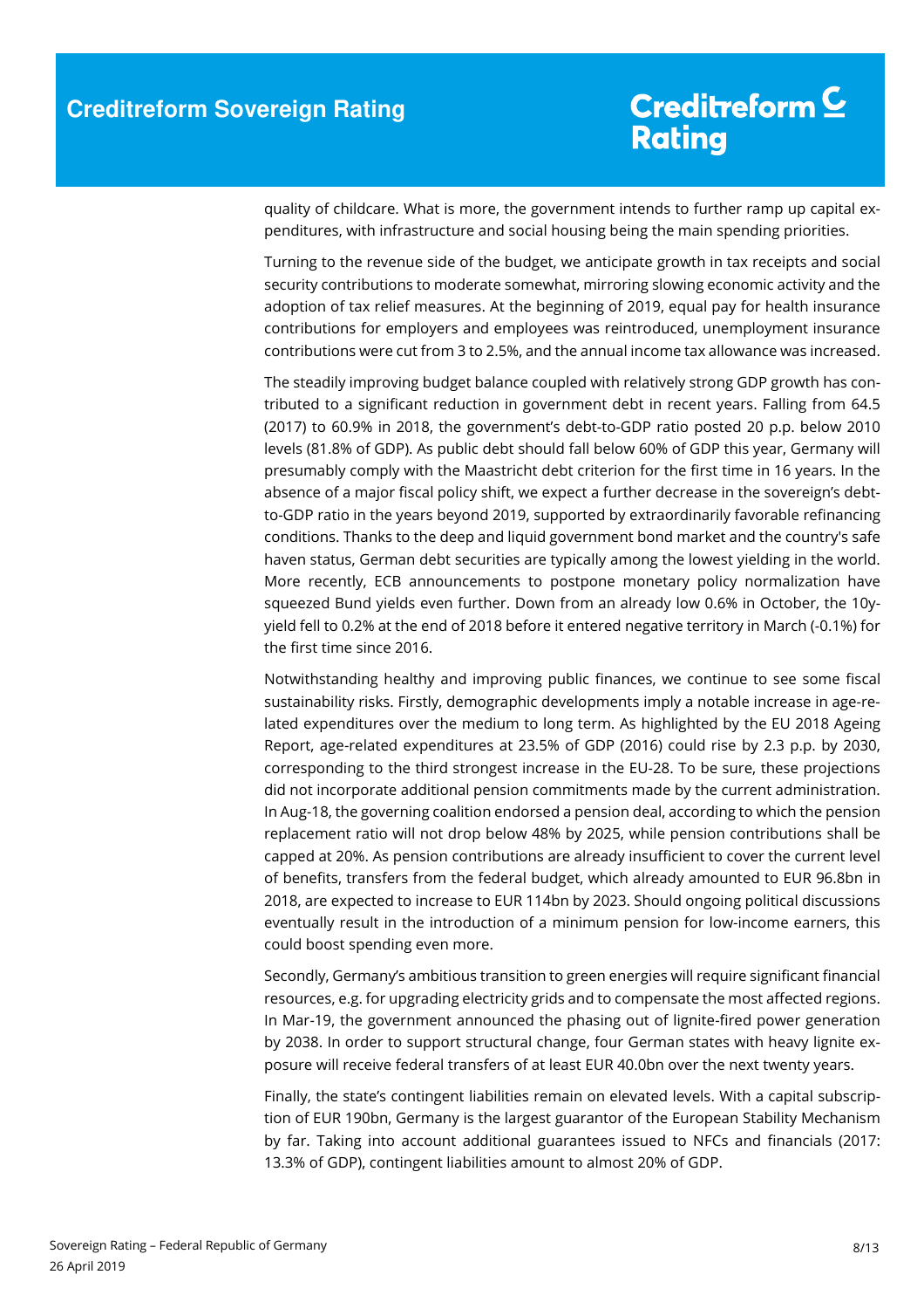quality of childcare. What is more, the government intends to further ramp up capital expenditures, with infrastructure and social housing being the main spending priorities.

Turning to the revenue side of the budget, we anticipate growth in tax receipts and social security contributions to moderate somewhat, mirroring slowing economic activity and the adoption of tax relief measures. At the beginning of 2019, equal pay for health insurance contributions for employers and employees was reintroduced, unemployment insurance contributions were cut from 3 to 2.5%, and the annual income tax allowance was increased.

The steadily improving budget balance coupled with relatively strong GDP growth has contributed to a significant reduction in government debt in recent years. Falling from 64.5 (2017) to 60.9% in 2018, the government's debt-to-GDP ratio posted 20 p.p. below 2010 levels (81.8% of GDP). As public debt should fall below 60% of GDP this year, Germany will presumably comply with the Maastricht debt criterion for the first time in 16 years. In the absence of a major fiscal policy shift, we expect a further decrease in the sovereign's debt-to-GDP ratio in the years beyond 2019, supported by extraordinarily favorable refinancing conditions. Thanks to the deep and liquid government bond market and the country's safe haven status, German debt securities are typically among the lowest yielding in the world. More recently, ECB announcements to postpone monetary policy normalization have squeezed Bund yields even further. Down from an already low 0.6% in October, the 10y-yield fell to 0.2% at the end of 2018 before it entered negative territory in March (-0.1%) for the first time since 2016.

Notwithstanding healthy and improving public finances, we continue to see some fiscal sustainability risks. Firstly, demographic developments imply a notable increase in age-related expenditures over the medium to long term. As highlighted by the EU 2018 Ageing Report, age-related expenditures at 23.5% of GDP (2016) could rise by 2.3 p.p. by 2030, corresponding to the third strongest increase in the EU-28. To be sure, these projections did not incorporate additional pension commitments made by the current administration. In Aug-18, the governing coalition endorsed a pension deal, according to which the pension replacement ratio will not drop below 48% by 2025, while pension contributions shall be capped at 20%. As pension contributions are already insufficient to cover the current level of benefits, transfers from the federal budget, which already amounted to EUR 96.8bn in 2018, are expected to increase to EUR 114bn by 2023. Should ongoing political discussions eventually result in the introduction of a minimum pension for low-income earners, this could boost spending even more.

Secondly, Germany's ambitious transition to green energies will require significant financial resources, e.g. for upgrading electricity grids and to compensate the most affected regions. In Mar-19, the government announced the phasing out of lignite-fired power generation by 2038. In order to support structural change, four German states with heavy lignite exposure will receive federal transfers of at least EUR 40.0bn over the next twenty years.

Finally, the state's contingent liabilities remain on elevated levels. With a capital subscription of EUR 190bn, Germany is the largest guarantor of the European Stability Mechanism by far. Taking into account additional guarantees issued to NFCs and financials (2017: 13.3% of GDP), contingent liabilities amount to almost 20% of GDP.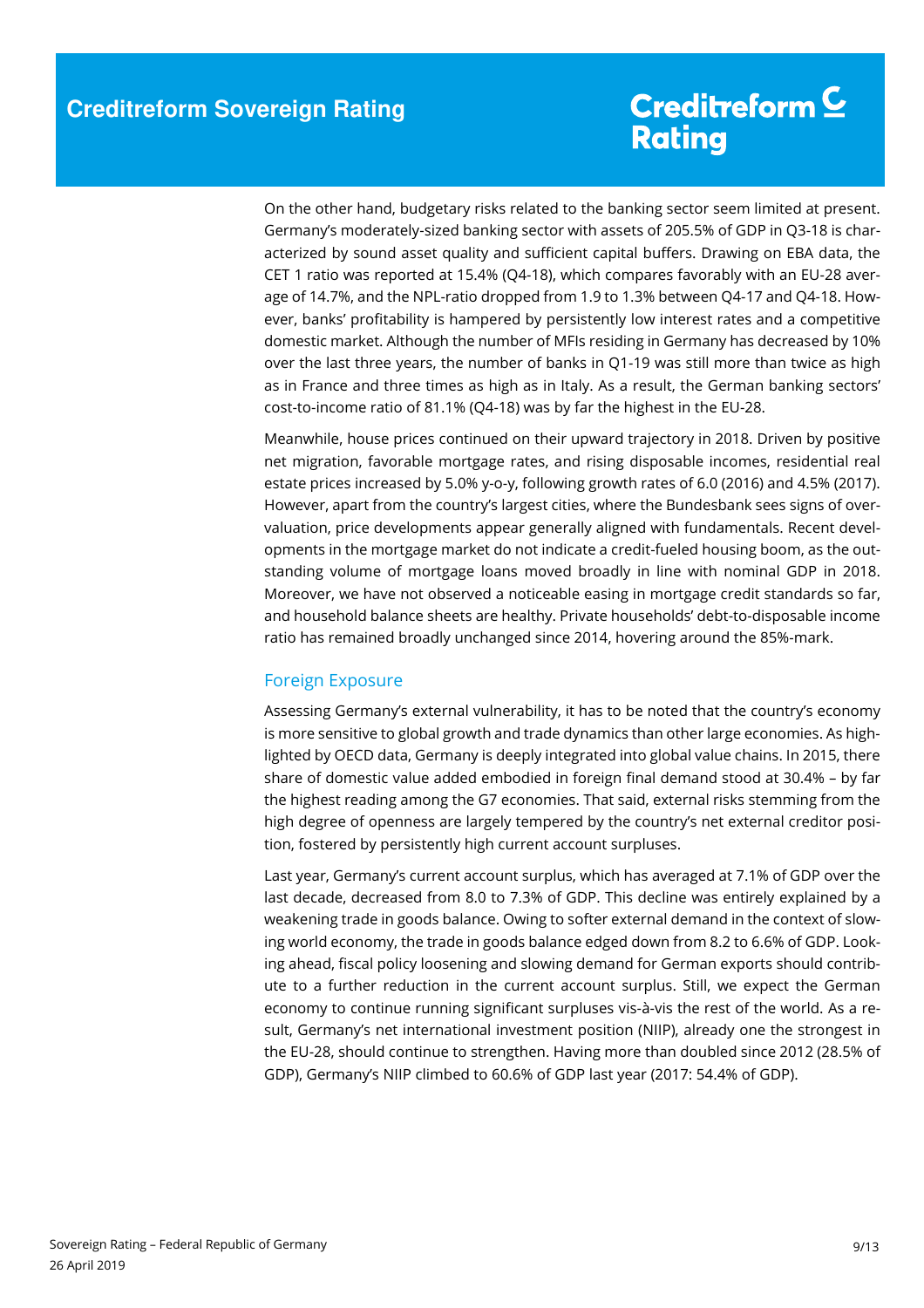On the other hand, budgetary risks related to the banking sector seem limited at present. Germany's moderately-sized banking sector with assets of 205.5% of GDP in Q3-18 is characterized by sound asset quality and sufficient capital buffers. Drawing on EBA data, the CET 1 ratio was reported at 15.4% (Q4-18), which compares favorably with an EU-28 average of 14.7%, and the NPL-ratio dropped from 1.9 to 1.3% between Q4-17 and Q4-18. However, banks' profitability is hampered by persistently low interest rates and a competitive domestic market. Although the number of MFIs residing in Germany has decreased by 10% over the last three years, the number of banks in Q1-19 was still more than twice as high as in France and three times as high as in Italy. As a result, the German banking sectors' cost-to-income ratio of 81.1% (Q4-18) was by far the highest in the EU-28.

Meanwhile, house prices continued on their upward trajectory in 2018. Driven by positive net migration, favorable mortgage rates, and rising disposable incomes, residential real estate prices increased by 5.0% y-o-y, following growth rates of 6.0 (2016) and 4.5% (2017). However, apart from the country's largest cities, where the Bundesbank sees signs of overvaluation, price developments appear generally aligned with fundamentals. Recent developments in the mortgage market do not indicate a credit-fueled housing boom, as the outstanding volume of mortgage loans moved broadly in line with nominal GDP in 2018. Moreover, we have not observed a noticeable easing in mortgage credit standards so far, and household balance sheets are healthy. Private households' debt-to-disposable income ratio has remained broadly unchanged since 2014, hovering around the 85%-mark.

## Foreign Exposure

Assessing Germany's external vulnerability, it has to be noted that the country's economy is more sensitive to global growth and trade dynamics than other large economies. As highlighted by OECD data, Germany is deeply integrated into global value chains. In 2015, there share of domestic value added embodied in foreign final demand stood at 30.4% – by far the highest reading among the G7 economies. That said, external risks stemming from the high degree of openness are largely tempered by the country's net external creditor position, fostered by persistently high current account surpluses.

Last year, Germany's current account surplus, which has averaged at 7.1% of GDP over the last decade, decreased from 8.0 to 7.3% of GDP. This decline was entirely explained by a weakening trade in goods balance. Owing to softer external demand in the context of slowing world economy, the trade in goods balance edged down from 8.2 to 6.6% of GDP. Looking ahead, fiscal policy loosening and slowing demand for German exports should contribute to a further reduction in the current account surplus. Still, we expect the German economy to continue running significant surpluses vis-à-vis the rest of the world. As a result, Germany's net international investment position (NIIP), already one the strongest in the EU-28, should continue to strengthen. Having more than doubled since 2012 (28.5% of GDP), Germany's NIIP climbed to 60.6% of GDP last year (2017: 54.4% of GDP).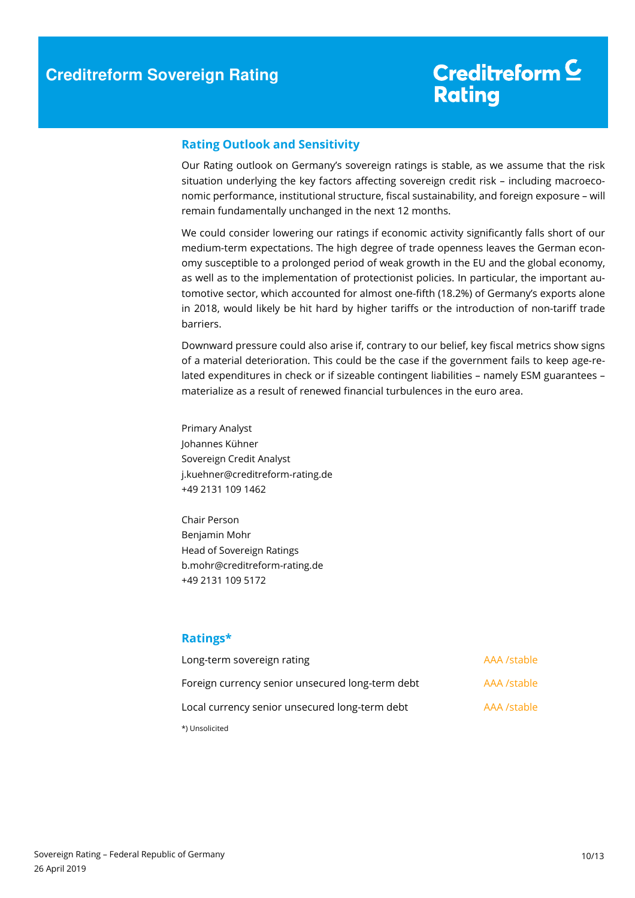## Rating Outlook and Sensitivity

Our Rating outlook on Germany's sovereign ratings is stable, as we assume that the risk situation underlying the key factors affecting sovereign credit risk – including macroeconomic performance, institutional structure, fiscal sustainability, and foreign exposure – will remain fundamentally unchanged in the next 12 months.

We could consider lowering our ratings if economic activity significantly falls short of our medium-term expectations. The high degree of trade openness leaves the German economy susceptible to a prolonged period of weak growth in the EU and the global economy, as well as to the implementation of protectionist policies. In particular, the important automotive sector, which accounted for almost one-fifth (18.2%) of Germany's exports alone in 2018, would likely be hit hard by higher tariffs or the introduction of non-tariff trade barriers.

Downward pressure could also arise if, contrary to our belief, key fiscal metrics show signs of a material deterioration. This could be the case if the government fails to keep age-related expenditures in check or if sizeable contingent liabilities – namely ESM guarantees – materialize as a result of renewed financial turbulences in the euro area.

Primary Analyst
Johannes Kühner
Sovereign Credit Analyst
j.kuehner@creditreform-rating.de
+49 2131 109 1462

Chair Person
Benjamin Mohr
Head of Sovereign Ratings
b.mohr@creditreform-rating.de
+49 2131 109 5172

## Ratings*

| | |
|---|---|
| Long-term sovereign rating | AAA /stable |
| Foreign currency senior unsecured long-term debt | AAA /stable |
| Local currency senior unsecured long-term debt | AAA /stable |

*) Unsolicited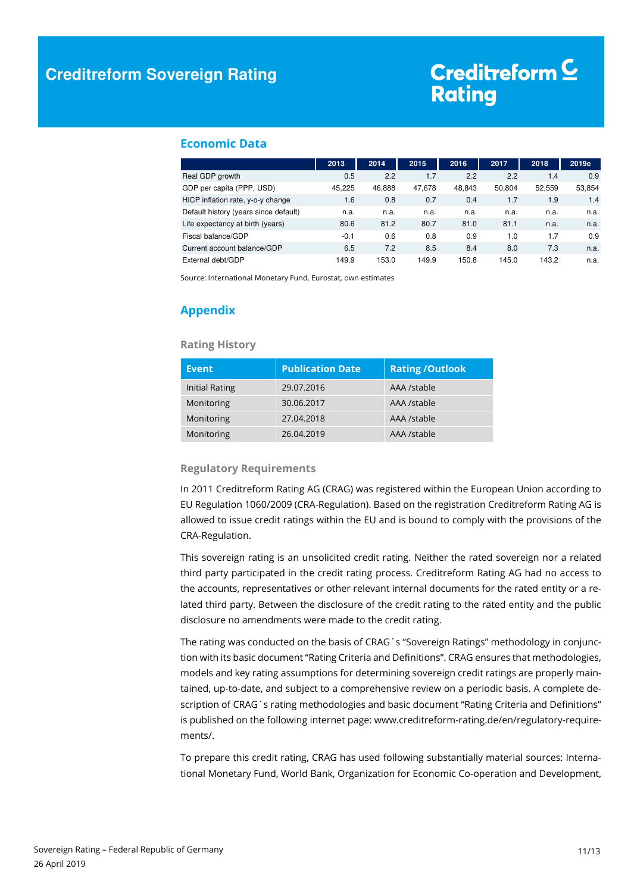## Economic Data

| | 2013 | 2014 | 2015 | 2016 | 2017 | 2018 | 2019e |
|---|---|---|---|---|---|---|---|
| Real GDP growth | 0.5 | 2.2 | 1.7 | 2.2 | 2.2 | 1.4 | 0.9 |
| GDP per capita (PPP, USD) | 45,225 | 46,888 | 47,678 | 48,843 | 50,804 | 52,559 | 53,854 |
| HICP inflation rate, y-o-y change | 1.6 | 0.8 | 0.7 | 0.4 | 1.7 | 1.9 | 1.4 |
| Default history (years since default) | n.a. | n.a. | n.a. | n.a. | n.a. | n.a. | n.a. |
| Life expectancy at birth (years) | 80.6 | 81.2 | 80.7 | 81.0 | 81.1 | n.a. | n.a. |
| Fiscal balance/GDP | -0.1 | 0.6 | 0.8 | 0.9 | 1.0 | 1.7 | 0.9 |
| Current account balance/GDP | 6.5 | 7.2 | 8.5 | 8.4 | 8.0 | 7.3 | n.a. |
| External debt/GDP | 149.9 | 153.0 | 149.9 | 150.8 | 145.0 | 143.2 | n.a. |

Source: International Monetary Fund, Eurostat, own estimates

## Appendix

### Rating History

| Event | Publication Date | Rating /Outlook |
|---|---|---|
| Initial Rating | 29.07.2016 | AAA /stable |
| Monitoring | 30.06.2017 | AAA /stable |
| Monitoring | 27.04.2018 | AAA /stable |
| Monitoring | 26.04.2019 | AAA /stable |

### Regulatory Requirements

In 2011 Creditreform Rating AG (CRAG) was registered within the European Union according to EU Regulation 1060/2009 (CRA-Regulation). Based on the registration Creditreform Rating AG is allowed to issue credit ratings within the EU and is bound to comply with the provisions of the CRA-Regulation.

This sovereign rating is an unsolicited credit rating. Neither the rated sovereign nor a related third party participated in the credit rating process. Creditreform Rating AG had no access to the accounts, representatives or other relevant internal documents for the rated entity or a related third party. Between the disclosure of the credit rating to the rated entity and the public disclosure no amendments were made to the credit rating.

The rating was conducted on the basis of CRAG´s "Sovereign Ratings" methodology in conjunction with its basic document "Rating Criteria and Definitions". CRAG ensures that methodologies, models and key rating assumptions for determining sovereign credit ratings are properly maintained, up-to-date, and subject to a comprehensive review on a periodic basis. A complete description of CRAG´s rating methodologies and basic document "Rating Criteria and Definitions" is published on the following internet page: www.creditreform-rating.de/en/regulatory-requirements/.

To prepare this credit rating, CRAG has used following substantially material sources: International Monetary Fund, World Bank, Organization for Economic Co-operation and Development,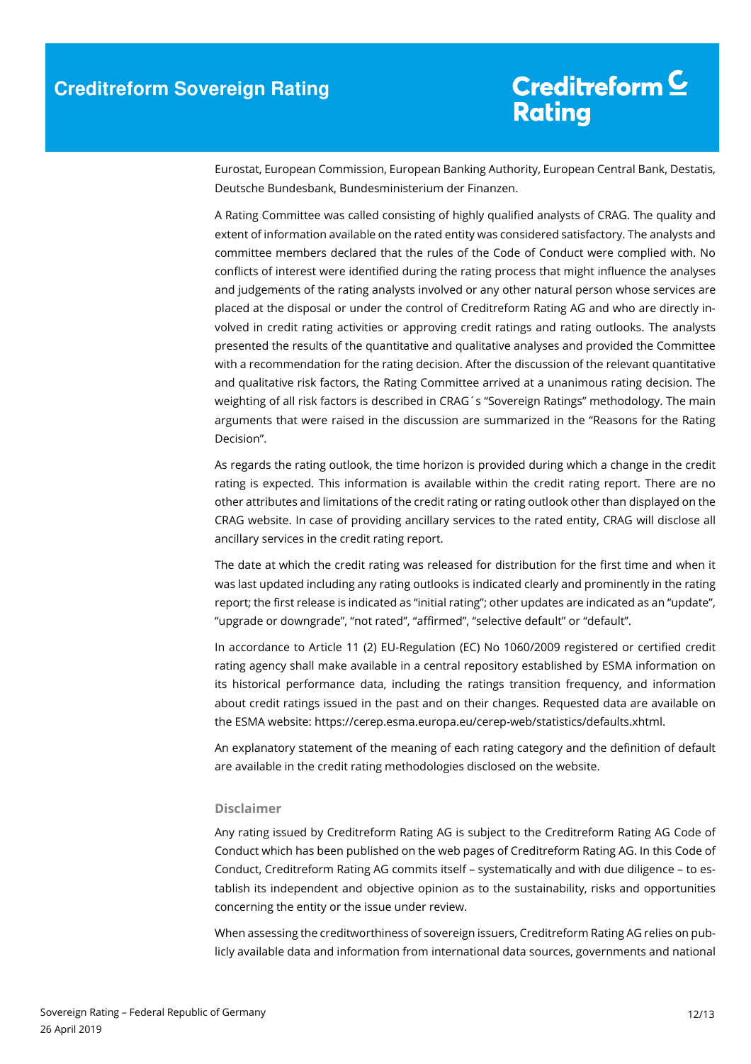Eurostat, European Commission, European Banking Authority, European Central Bank, Destatis, Deutsche Bundesbank, Bundesministerium der Finanzen.

A Rating Committee was called consisting of highly qualified analysts of CRAG. The quality and extent of information available on the rated entity was considered satisfactory. The analysts and committee members declared that the rules of the Code of Conduct were complied with. No conflicts of interest were identified during the rating process that might influence the analyses and judgements of the rating analysts involved or any other natural person whose services are placed at the disposal or under the control of Creditreform Rating AG and who are directly involved in credit rating activities or approving credit ratings and rating outlooks. The analysts presented the results of the quantitative and qualitative analyses and provided the Committee with a recommendation for the rating decision. After the discussion of the relevant quantitative and qualitative risk factors, the Rating Committee arrived at a unanimous rating decision. The weighting of all risk factors is described in CRAG´s "Sovereign Ratings" methodology. The main arguments that were raised in the discussion are summarized in the "Reasons for the Rating Decision".

As regards the rating outlook, the time horizon is provided during which a change in the credit rating is expected. This information is available within the credit rating report. There are no other attributes and limitations of the credit rating or rating outlook other than displayed on the CRAG website. In case of providing ancillary services to the rated entity, CRAG will disclose all ancillary services in the credit rating report.

The date at which the credit rating was released for distribution for the first time and when it was last updated including any rating outlooks is indicated clearly and prominently in the rating report; the first release is indicated as "initial rating"; other updates are indicated as an "update", "upgrade or downgrade", "not rated", "affirmed", "selective default" or "default".

In accordance to Article 11 (2) EU-Regulation (EC) No 1060/2009 registered or certified credit rating agency shall make available in a central repository established by ESMA information on its historical performance data, including the ratings transition frequency, and information about credit ratings issued in the past and on their changes. Requested data are available on the ESMA website: https://cerep.esma.europa.eu/cerep-web/statistics/defaults.xhtml.

An explanatory statement of the meaning of each rating category and the definition of default are available in the credit rating methodologies disclosed on the website.

## Disclaimer

Any rating issued by Creditreform Rating AG is subject to the Creditreform Rating AG Code of Conduct which has been published on the web pages of Creditreform Rating AG. In this Code of Conduct, Creditreform Rating AG commits itself – systematically and with due diligence – to establish its independent and objective opinion as to the sustainability, risks and opportunities concerning the entity or the issue under review.

When assessing the creditworthiness of sovereign issuers, Creditreform Rating AG relies on publicly available data and information from international data sources, governments and national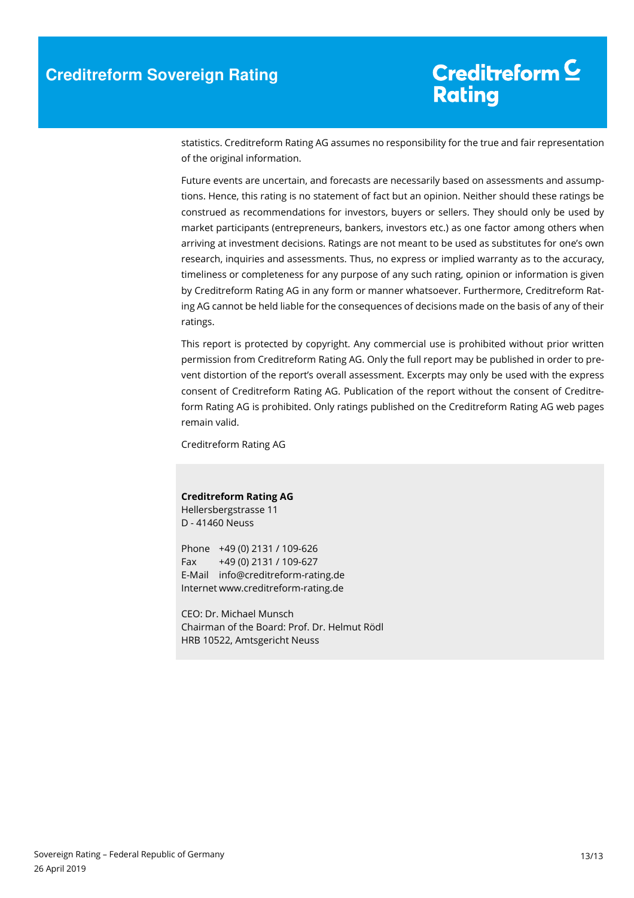statistics. Creditreform Rating AG assumes no responsibility for the true and fair representation of the original information.

Future events are uncertain, and forecasts are necessarily based on assessments and assumptions. Hence, this rating is no statement of fact but an opinion. Neither should these ratings be construed as recommendations for investors, buyers or sellers. They should only be used by market participants (entrepreneurs, bankers, investors etc.) as one factor among others when arriving at investment decisions. Ratings are not meant to be used as substitutes for one's own research, inquiries and assessments. Thus, no express or implied warranty as to the accuracy, timeliness or completeness for any purpose of any such rating, opinion or information is given by Creditreform Rating AG in any form or manner whatsoever. Furthermore, Creditreform Rating AG cannot be held liable for the consequences of decisions made on the basis of any of their ratings.

This report is protected by copyright. Any commercial use is prohibited without prior written permission from Creditreform Rating AG. Only the full report may be published in order to prevent distortion of the report's overall assessment. Excerpts may only be used with the express consent of Creditreform Rating AG. Publication of the report without the consent of Creditreform Rating AG is prohibited. Only ratings published on the Creditreform Rating AG web pages remain valid.

Creditreform Rating AG

**Creditreform Rating AG**
Hellersbergstrasse 11
D - 41460 Neuss

Phone +49 (0) 2131 / 109-626
Fax +49 (0) 2131 / 109-627
E-Mail info@creditreform-rating.de
Internet www.creditreform-rating.de

CEO: Dr. Michael Munsch
Chairman of the Board: Prof. Dr. Helmut Rödl
HRB 10522, Amtsgericht Neuss